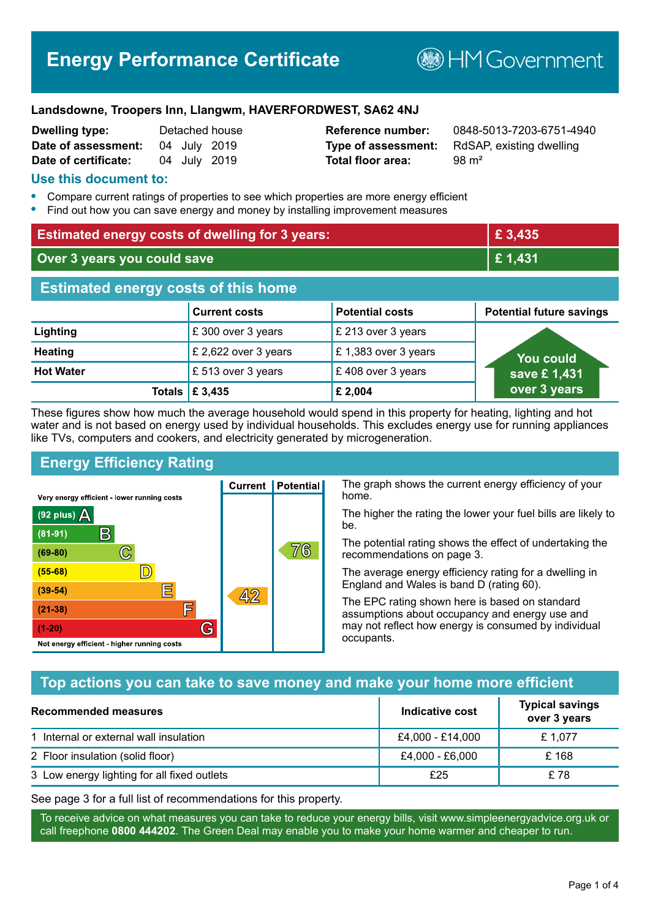# Energy Performance Certificate

HM Government

**Landsdowne, Troopers Inn, Llangwm, HAVERFORDWEST, SA62 4NJ**

| | | | |
|---|---|---|---|
| **Dwelling type:** | Detached house | **Reference number:** | 0848-5013-7203-6751-4940 |
| **Date of assessment:** | 04 July 2019 | **Type of assessment:** | RdSAP, existing dwelling |
| **Date of certificate:** | 04 July 2019 | **Total floor area:** | 98 m² |

## Use this document to:

- Compare current ratings of properties to see which properties are more energy efficient
- Find out how you can save energy and money by installing improvement measures

| | |
|---|---|
| **Estimated energy costs of dwelling for 3 years:** | **£ 3,435** |
| **Over 3 years you could save** | **£ 1,431** |

## Estimated energy costs of this home

| | Current costs | Potential costs | Potential future savings |
|---|---|---|---|
| **Lighting** | £ 300 over 3 years | £ 213 over 3 years | You could save £ 1,431 over 3 years |
| **Heating** | £ 2,622 over 3 years | £ 1,383 over 3 years | |
| **Hot Water** | £ 513 over 3 years | £ 408 over 3 years | |
| **Totals** | **£ 3,435** | **£ 2,004** | |

These figures show how much the average household would spend in this property for heating, lighting and hot water and is not based on energy used by individual households. This excludes energy use for running appliances like TVs, computers and cookers, and electricity generated by microgeneration.

## Energy Efficiency Rating

| Rating | Current | Potential |
|---|---|---|
| Very energy efficient - lower running costs | | |
| (92 plus) A | | |
| (81-91) B | | |
| (69-80) C | | 76 |
| (55-68) D | | |
| (39-54) E | 42 | |
| (21-38) F | | |
| (1-20) G | | |
| Not energy efficient - higher running costs | | |

The graph shows the current energy efficiency of your home.

The higher the rating the lower your fuel bills are likely to be.

The potential rating shows the effect of undertaking the recommendations on page 3.

The average energy efficiency rating for a dwelling in England and Wales is band D (rating 60).

The EPC rating shown here is based on standard assumptions about occupancy and energy use and may not reflect how energy is consumed by individual occupants.

## Top actions you can take to save money and make your home more efficient

| Recommended measures | Indicative cost | Typical savings over 3 years |
|---|---|---|
| 1 Internal or external wall insulation | £4,000 - £14,000 | £ 1,077 |
| 2 Floor insulation (solid floor) | £4,000 - £6,000 | £ 168 |
| 3 Low energy lighting for all fixed outlets | £25 | £ 78 |

See page 3 for a full list of recommendations for this property.

To receive advice on what measures you can take to reduce your energy bills, visit www.simpleenergyadvice.org.uk or call freephone **0800 444202**. The Green Deal may enable you to make your home warmer and cheaper to run.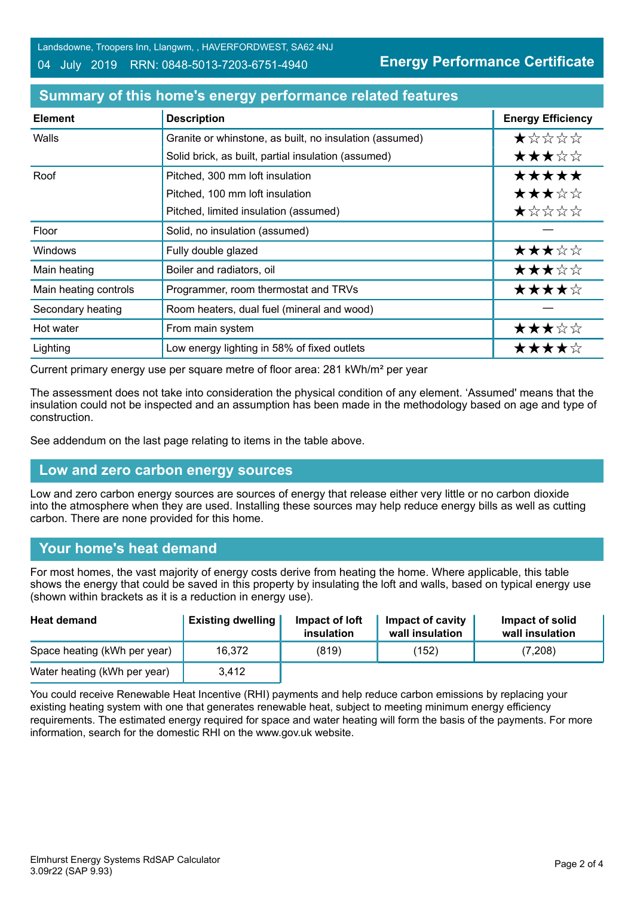Landsdowne, Troopers Inn, Llangwm, , HAVERFORDWEST, SA62 4NJ

04 July 2019 RRN: 0848-5013-7203-6751-4940

**Energy Performance Certificate**

## Summary of this home's energy performance related features

| Element | Description | Energy Efficiency |
|---|---|---|
| Walls | Granite or whinstone, as built, no insulation (assumed) | ★☆☆☆☆ |
| | Solid brick, as built, partial insulation (assumed) | ★★★☆☆ |
| Roof | Pitched, 300 mm loft insulation | ★★★★★ |
| | Pitched, 100 mm loft insulation | ★★★☆☆ |
| | Pitched, limited insulation (assumed) | ★☆☆☆☆ |
| Floor | Solid, no insulation (assumed) | — |
| Windows | Fully double glazed | ★★★☆☆ |
| Main heating | Boiler and radiators, oil | ★★★☆☆ |
| Main heating controls | Programmer, room thermostat and TRVs | ★★★★☆ |
| Secondary heating | Room heaters, dual fuel (mineral and wood) | — |
| Hot water | From main system | ★★★☆☆ |
| Lighting | Low energy lighting in 58% of fixed outlets | ★★★★☆ |

Current primary energy use per square metre of floor area: 281 kWh/m² per year

The assessment does not take into consideration the physical condition of any element. 'Assumed' means that the insulation could not be inspected and an assumption has been made in the methodology based on age and type of construction.

See addendum on the last page relating to items in the table above.

## Low and zero carbon energy sources

Low and zero carbon energy sources are sources of energy that release either very little or no carbon dioxide into the atmosphere when they are used. Installing these sources may help reduce energy bills as well as cutting carbon. There are none provided for this home.

## Your home's heat demand

For most homes, the vast majority of energy costs derive from heating the home. Where applicable, this table shows the energy that could be saved in this property by insulating the loft and walls, based on typical energy use (shown within brackets as it is a reduction in energy use).

| Heat demand | Existing dwelling | Impact of loft insulation | Impact of cavity wall insulation | Impact of solid wall insulation |
|---|---|---|---|---|
| Space heating (kWh per year) | 16,372 | (819) | (152) | (7,208) |
| Water heating (kWh per year) | 3,412 | | | |

You could receive Renewable Heat Incentive (RHI) payments and help reduce carbon emissions by replacing your existing heating system with one that generates renewable heat, subject to meeting minimum energy efficiency requirements. The estimated energy required for space and water heating will form the basis of the payments. For more information, search for the domestic RHI on the www.gov.uk website.

Elmhurst Energy Systems RdSAP Calculator
3.09r22 (SAP 9.93)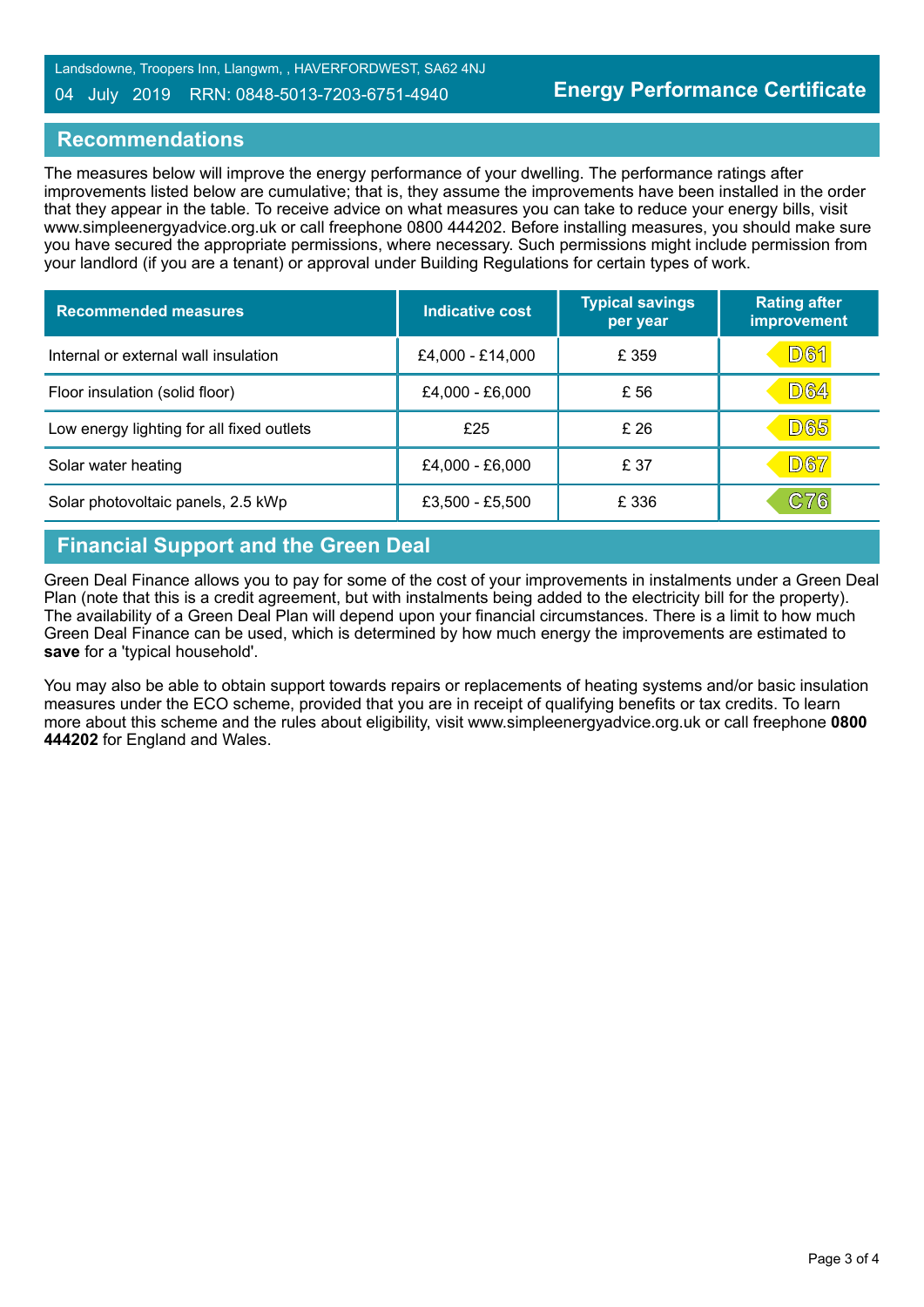## Recommendations

The measures below will improve the energy performance of your dwelling. The performance ratings after improvements listed below are cumulative; that is, they assume the improvements have been installed in the order that they appear in the table. To receive advice on what measures you can take to reduce your energy bills, visit www.simpleenergyadvice.org.uk or call freephone 0800 444202. Before installing measures, you should make sure you have secured the appropriate permissions, where necessary. Such permissions might include permission from your landlord (if you are a tenant) or approval under Building Regulations for certain types of work.

| Recommended measures | Indicative cost | Typical savings per year | Rating after improvement |
|---|---|---|---|
| Internal or external wall insulation | £4,000 - £14,000 | £ 359 | D61 |
| Floor insulation (solid floor) | £4,000 - £6,000 | £ 56 | D64 |
| Low energy lighting for all fixed outlets | £25 | £ 26 | D65 |
| Solar water heating | £4,000 - £6,000 | £ 37 | D67 |
| Solar photovoltaic panels, 2.5 kWp | £3,500 - £5,500 | £ 336 | C76 |

## Financial Support and the Green Deal

Green Deal Finance allows you to pay for some of the cost of your improvements in instalments under a Green Deal Plan (note that this is a credit agreement, but with instalments being added to the electricity bill for the property). The availability of a Green Deal Plan will depend upon your financial circumstances. There is a limit to how much Green Deal Finance can be used, which is determined by how much energy the improvements are estimated to **save** for a 'typical household'.

You may also be able to obtain support towards repairs or replacements of heating systems and/or basic insulation measures under the ECO scheme, provided that you are in receipt of qualifying benefits or tax credits. To learn more about this scheme and the rules about eligibility, visit www.simpleenergyadvice.org.uk or call freephone **0800 444202** for England and Wales.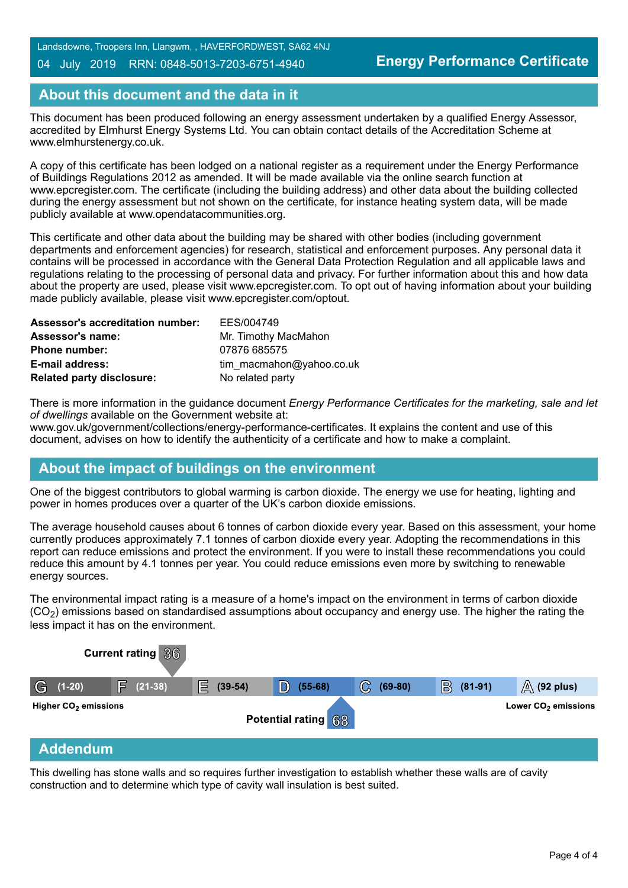Landsdowne, Troopers Inn, Llangwm, , HAVERFORDWEST, SA62 4NJ

04 July 2019 RRN: 0848-5013-7203-6751-4940

**Energy Performance Certificate**

## About this document and the data in it

This document has been produced following an energy assessment undertaken by a qualified Energy Assessor, accredited by Elmhurst Energy Systems Ltd. You can obtain contact details of the Accreditation Scheme at www.elmhurstenergy.co.uk.

A copy of this certificate has been lodged on a national register as a requirement under the Energy Performance of Buildings Regulations 2012 as amended. It will be made available via the online search function at www.epcregister.com. The certificate (including the building address) and other data about the building collected during the energy assessment but not shown on the certificate, for instance heating system data, will be made publicly available at www.opendatacommunities.org.

This certificate and other data about the building may be shared with other bodies (including government departments and enforcement agencies) for research, statistical and enforcement purposes. Any personal data it contains will be processed in accordance with the General Data Protection Regulation and all applicable laws and regulations relating to the processing of personal data and privacy. For further information about this and how data about the property are used, please visit www.epcregister.com. To opt out of having information about your building made publicly available, please visit www.epcregister.com/optout.

| | |
|---|---|
| **Assessor's accreditation number:** | EES/004749 |
| **Assessor's name:** | Mr. Timothy MacMahon |
| **Phone number:** | 07876 685575 |
| **E-mail address:** | tim_macmahon@yahoo.co.uk |
| **Related party disclosure:** | No related party |

There is more information in the guidance document *Energy Performance Certificates for the marketing, sale and let of dwellings* available on the Government website at: www.gov.uk/government/collections/energy-performance-certificates. It explains the content and use of this document, advises on how to identify the authenticity of a certificate and how to make a complaint.

## About the impact of buildings on the environment

One of the biggest contributors to global warming is carbon dioxide. The energy we use for heating, lighting and power in homes produces over a quarter of the UK's carbon dioxide emissions.

The average household causes about 6 tonnes of carbon dioxide every year. Based on this assessment, your home currently produces approximately 7.1 tonnes of carbon dioxide every year. Adopting the recommendations in this report can reduce emissions and protect the environment. If you were to install these recommendations you could reduce this amount by 4.1 tonnes per year. You could reduce emissions even more by switching to renewable energy sources.

The environmental impact rating is a measure of a home's impact on the environment in terms of carbon dioxide ($CO_2$) emissions based on standardised assumptions about occupancy and energy use. The higher the rating the less impact it has on the environment.

Current rating 36

G (1-20) F (21-38) E (39-54) D (55-68) C (69-80) B (81-91) A (92 plus)

Higher $CO_2$ emissions

Lower $CO_2$ emissions

Potential rating 68

## Addendum

This dwelling has stone walls and so requires further investigation to establish whether these walls are of cavity construction and to determine which type of cavity wall insulation is best suited.